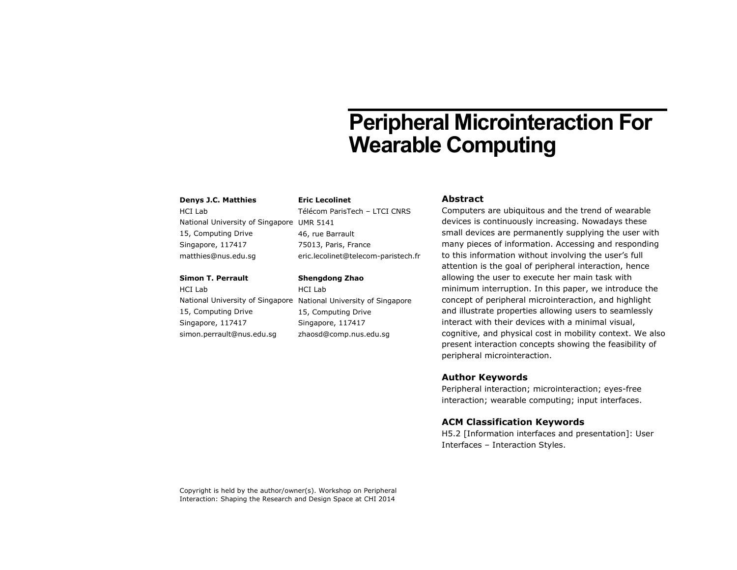# Peripheral Microinteraction For Wearable Computing

**Denys J.C. Matthies**
HCI Lab
National University of Singapore
15, Computing Drive
Singapore, 117417
matthies@nus.edu.sg

**Eric Lecolinet**
Télécom ParisTech – LTCI CNRS
UMR 5141
46, rue Barrault
75013, Paris, France
eric.lecolinet@telecom-paristech.fr

**Simon T. Perrault**
HCI Lab
National University of Singapore
15, Computing Drive
Singapore, 117417
simon.perrault@nus.edu.sg

**Shengdong Zhao**
HCI Lab
National University of Singapore
15, Computing Drive
Singapore, 117417
zhaosd@comp.nus.edu.sg

Copyright is held by the author/owner(s). Workshop on Peripheral Interaction: Shaping the Research and Design Space at CHI 2014

## Abstract

Computers are ubiquitous and the trend of wearable devices is continuously increasing. Nowadays these small devices are permanently supplying the user with many pieces of information. Accessing and responding to this information without involving the user's full attention is the goal of peripheral interaction, hence allowing the user to execute her main task with minimum interruption. In this paper, we introduce the concept of peripheral microinteraction, and highlight and illustrate properties allowing users to seamlessly interact with their devices with a minimal visual, cognitive, and physical cost in mobility context. We also present interaction concepts showing the feasibility of peripheral microinteraction.

## Author Keywords

Peripheral interaction; microinteraction; eyes-free interaction; wearable computing; input interfaces.

## ACM Classification Keywords

H5.2 [Information interfaces and presentation]: User Interfaces – Interaction Styles.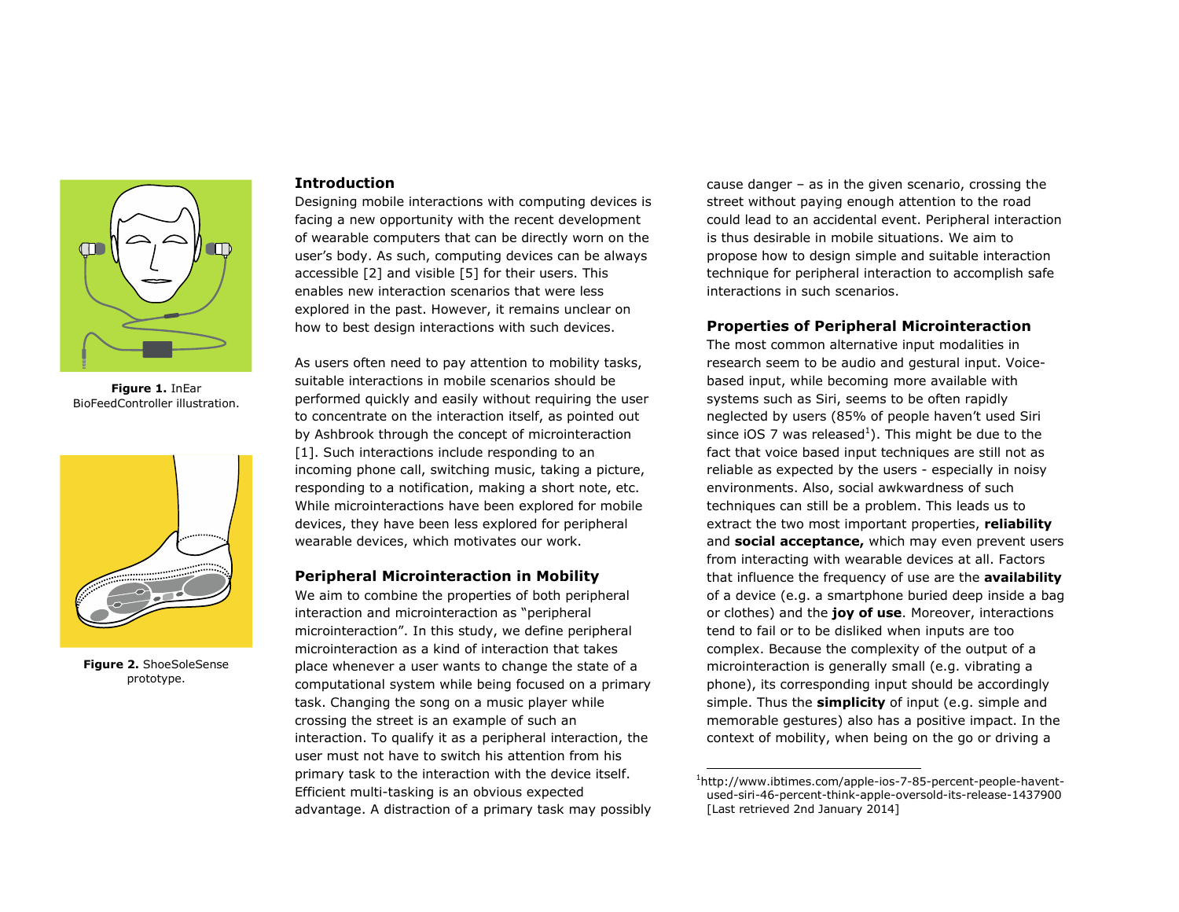Figure 1. InEar BioFeedController illustration.

Figure 2. ShoeSoleSense prototype.

## Introduction

Designing mobile interactions with computing devices is facing a new opportunity with the recent development of wearable computers that can be directly worn on the user's body. As such, computing devices can be always accessible [2] and visible [5] for their users. This enables new interaction scenarios that were less explored in the past. However, it remains unclear on how to best design interactions with such devices.

As users often need to pay attention to mobility tasks, suitable interactions in mobile scenarios should be performed quickly and easily without requiring the user to concentrate on the interaction itself, as pointed out by Ashbrook through the concept of microinteraction [1]. Such interactions include responding to an incoming phone call, switching music, taking a picture, responding to a notification, making a short note, etc. While microinteractions have been explored for mobile devices, they have been less explored for peripheral wearable devices, which motivates our work.

## Peripheral Microinteraction in Mobility

We aim to combine the properties of both peripheral interaction and microinteraction as "peripheral microinteraction". In this study, we define peripheral microinteraction as a kind of interaction that takes place whenever a user wants to change the state of a computational system while being focused on a primary task. Changing the song on a music player while crossing the street is an example of such an interaction. To qualify it as a peripheral interaction, the user must not have to switch his attention from his primary task to the interaction with the device itself. Efficient multi-tasking is an obvious expected advantage. A distraction of a primary task may possibly cause danger – as in the given scenario, crossing the street without paying enough attention to the road could lead to an accidental event. Peripheral interaction is thus desirable in mobile situations. We aim to propose how to design simple and suitable interaction technique for peripheral interaction to accomplish safe interactions in such scenarios.

## Properties of Peripheral Microinteraction

The most common alternative input modalities in research seem to be audio and gestural input. Voice-based input, while becoming more available with systems such as Siri, seems to be often rapidly neglected by users (85% of people haven't used Siri since iOS 7 was released[1]). This might be due to the fact that voice based input techniques are still not as reliable as expected by the users - especially in noisy environments. Also, social awkwardness of such techniques can still be a problem. This leads us to extract the two most important properties, **reliability** and **social acceptance,** which may even prevent users from interacting with wearable devices at all. Factors that influence the frequency of use are the **availability** of a device (e.g. a smartphone buried deep inside a bag or clothes) and the **joy of use**. Moreover, interactions tend to fail or to be disliked when inputs are too complex. Because the complexity of the output of a microinteraction is generally small (e.g. vibrating a phone), its corresponding input should be accordingly simple. Thus the **simplicity** of input (e.g. simple and memorable gestures) also has a positive impact. In the context of mobility, when being on the go or driving a

[1] http://www.ibtimes.com/apple-ios-7-85-percent-people-havent-used-siri-46-percent-think-apple-oversold-its-release-1437900 [Last retrieved 2nd January 2014]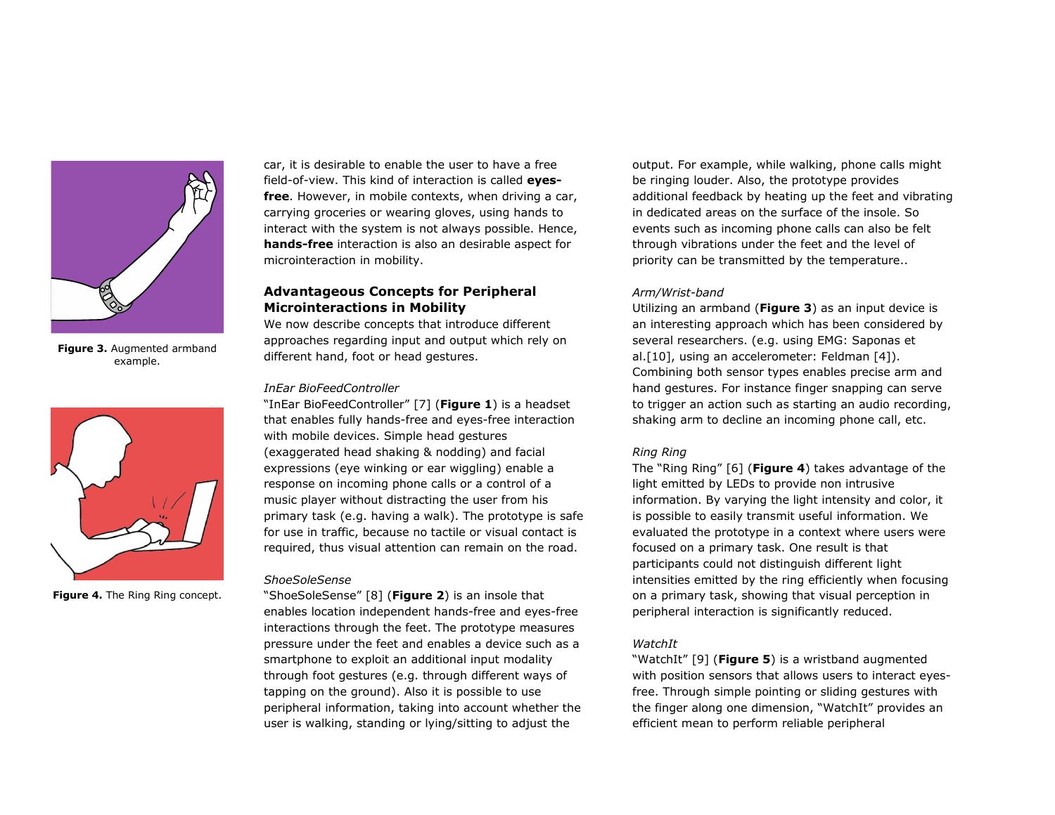Figure 3. Augmented armband example.

Figure 4. The Ring Ring concept.

car, it is desirable to enable the user to have a free field-of-view. This kind of interaction is called **eyes-free**. However, in mobile contexts, when driving a car, carrying groceries or wearing gloves, using hands to interact with the system is not always possible. Hence, **hands-free** interaction is also an desirable aspect for microinteraction in mobility.

### Advantageous Concepts for Peripheral Microinteractions in Mobility

We now describe concepts that introduce different approaches regarding input and output which rely on different hand, foot or head gestures.

*InEar BioFeedController*

"InEar BioFeedController" [7] (**Figure 1**) is a headset that enables fully hands-free and eyes-free interaction with mobile devices. Simple head gestures (exaggerated head shaking & nodding) and facial expressions (eye winking or ear wiggling) enable a response on incoming phone calls or a control of a music player without distracting the user from his primary task (e.g. having a walk). The prototype is safe for use in traffic, because no tactile or visual contact is required, thus visual attention can remain on the road.

*ShoeSoleSense*

"ShoeSoleSense" [8] (**Figure 2**) is an insole that enables location independent hands-free and eyes-free interactions through the feet. The prototype measures pressure under the feet and enables a device such as a smartphone to exploit an additional input modality through foot gestures (e.g. through different ways of tapping on the ground). Also it is possible to use peripheral information, taking into account whether the user is walking, standing or lying/sitting to adjust the output. For example, while walking, phone calls might be ringing louder. Also, the prototype provides additional feedback by heating up the feet and vibrating in dedicated areas on the surface of the insole. So events such as incoming phone calls can also be felt through vibrations under the feet and the level of priority can be transmitted by the temperature..

*Arm/Wrist-band*

Utilizing an armband (**Figure 3**) as an input device is an interesting approach which has been considered by several researchers. (e.g. using EMG: Saponas et al.[10], using an accelerometer: Feldman [4]). Combining both sensor types enables precise arm and hand gestures. For instance finger snapping can serve to trigger an action such as starting an audio recording, shaking arm to decline an incoming phone call, etc.

*Ring Ring*

The "Ring Ring" [6] (**Figure 4**) takes advantage of the light emitted by LEDs to provide non intrusive information. By varying the light intensity and color, it is possible to easily transmit useful information. We evaluated the prototype in a context where users were focused on a primary task. One result is that participants could not distinguish different light intensities emitted by the ring efficiently when focusing on a primary task, showing that visual perception in peripheral interaction is significantly reduced.

*WatchIt*

"WatchIt" [9] (**Figure 5**) is a wristband augmented with position sensors that allows users to interact eyes-free. Through simple pointing or sliding gestures with the finger along one dimension, "WatchIt" provides an efficient mean to perform reliable peripheral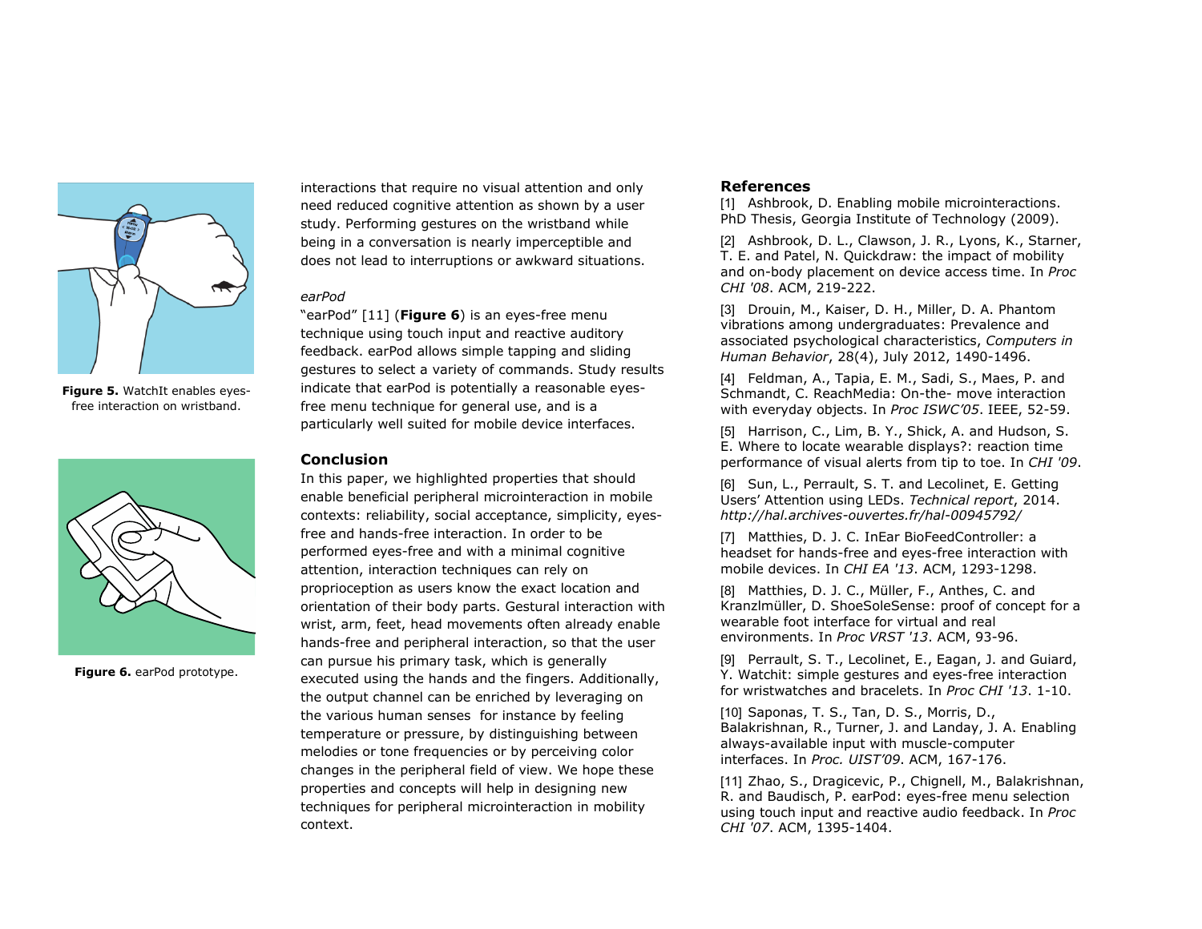Figure 5. WatchIt enables eyes-free interaction on wristband.

Figure 6. earPod prototype.

interactions that require no visual attention and only need reduced cognitive attention as shown by a user study. Performing gestures on the wristband while being in a conversation is nearly imperceptible and does not lead to interruptions or awkward situations.

*earPod*

"earPod" [11] (**Figure 6**) is an eyes-free menu technique using touch input and reactive auditory feedback. earPod allows simple tapping and sliding gestures to select a variety of commands. Study results indicate that earPod is potentially a reasonable eyes-free menu technique for general use, and is a particularly well suited for mobile device interfaces.

## Conclusion

In this paper, we highlighted properties that should enable beneficial peripheral microinteraction in mobile contexts: reliability, social acceptance, simplicity, eyes-free and hands-free interaction. In order to be performed eyes-free and with a minimal cognitive attention, interaction techniques can rely on proprioception as users know the exact location and orientation of their body parts. Gestural interaction with wrist, arm, feet, head movements often already enable hands-free and peripheral interaction, so that the user can pursue his primary task, which is generally executed using the hands and the fingers. Additionally, the output channel can be enriched by leveraging on the various human senses for instance by feeling temperature or pressure, by distinguishing between melodies or tone frequencies or by perceiving color changes in the peripheral field of view. We hope these properties and concepts will help in designing new techniques for peripheral microinteraction in mobility context.

## References

[1] Ashbrook, D. Enabling mobile microinteractions. PhD Thesis, Georgia Institute of Technology (2009).

[2] Ashbrook, D. L., Clawson, J. R., Lyons, K., Starner, T. E. and Patel, N. Quickdraw: the impact of mobility and on-body placement on device access time. In *Proc CHI '08*. ACM, 219-222.

[3] Drouin, M., Kaiser, D. H., Miller, D. A. Phantom vibrations among undergraduates: Prevalence and associated psychological characteristics, *Computers in Human Behavior*, 28(4), July 2012, 1490-1496.

[4] Feldman, A., Tapia, E. M., Sadi, S., Maes, P. and Schmandt, C. ReachMedia: On-the- move interaction with everyday objects. In *Proc ISWC'05*. IEEE, 52-59.

[5] Harrison, C., Lim, B. Y., Shick, A. and Hudson, S. E. Where to locate wearable displays?: reaction time performance of visual alerts from tip to toe. In *CHI '09*.

[6] Sun, L., Perrault, S. T. and Lecolinet, E. Getting Users' Attention using LEDs. *Technical report*, 2014. *http://hal.archives-ouvertes.fr/hal-00945792/*

[7] Matthies, D. J. C. InEar BioFeedController: a headset for hands-free and eyes-free interaction with mobile devices. In *CHI EA '13*. ACM, 1293-1298.

[8] Matthies, D. J. C., Müller, F., Anthes, C. and Kranzlmüller, D. ShoeSoleSense: proof of concept for a wearable foot interface for virtual and real environments. In *Proc VRST '13*. ACM, 93-96.

[9] Perrault, S. T., Lecolinet, E., Eagan, J. and Guiard, Y. Watchit: simple gestures and eyes-free interaction for wristwatches and bracelets. In *Proc CHI '13*. 1-10.

[10] Saponas, T. S., Tan, D. S., Morris, D., Balakrishnan, R., Turner, J. and Landay, J. A. Enabling always-available input with muscle-computer interfaces. In *Proc. UIST'09*. ACM, 167-176.

[11] Zhao, S., Dragicevic, P., Chignell, M., Balakrishnan, R. and Baudisch, P. earPod: eyes-free menu selection using touch input and reactive audio feedback. In *Proc CHI '07*. ACM, 1395-1404.